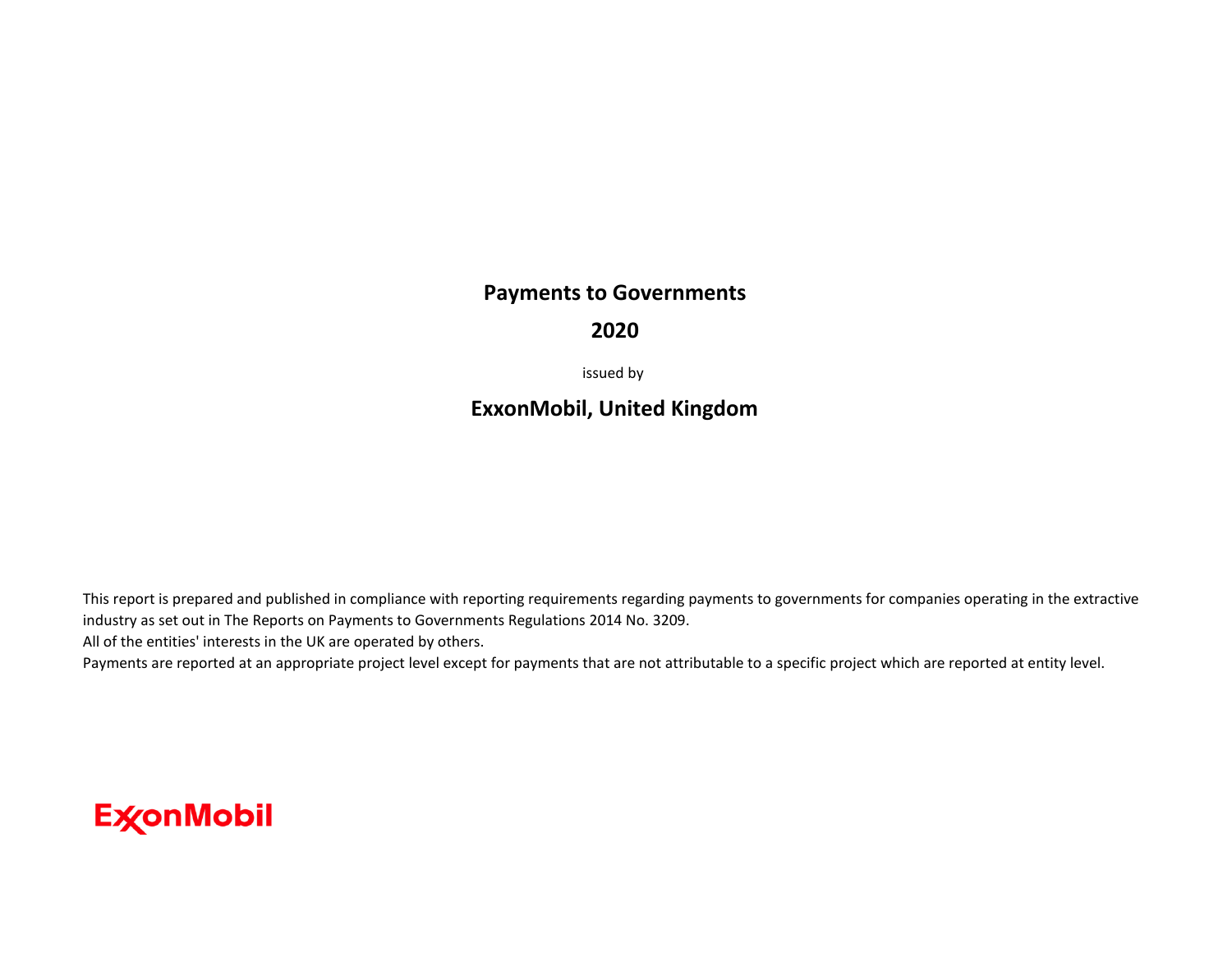# Payments to Governments

## 2020

issued by

## ExxonMobil, United Kingdom

This report is prepared and published in compliance with reporting requirements regarding payments to governments for companies operating in the extractive industry as set out in The Reports on Payments to Governments Regulations 2014 No. 3209.
All of the entities' interests in the UK are operated by others.
Payments are reported at an appropriate project level except for payments that are not attributable to a specific project which are reported at entity level.

ExxonMobil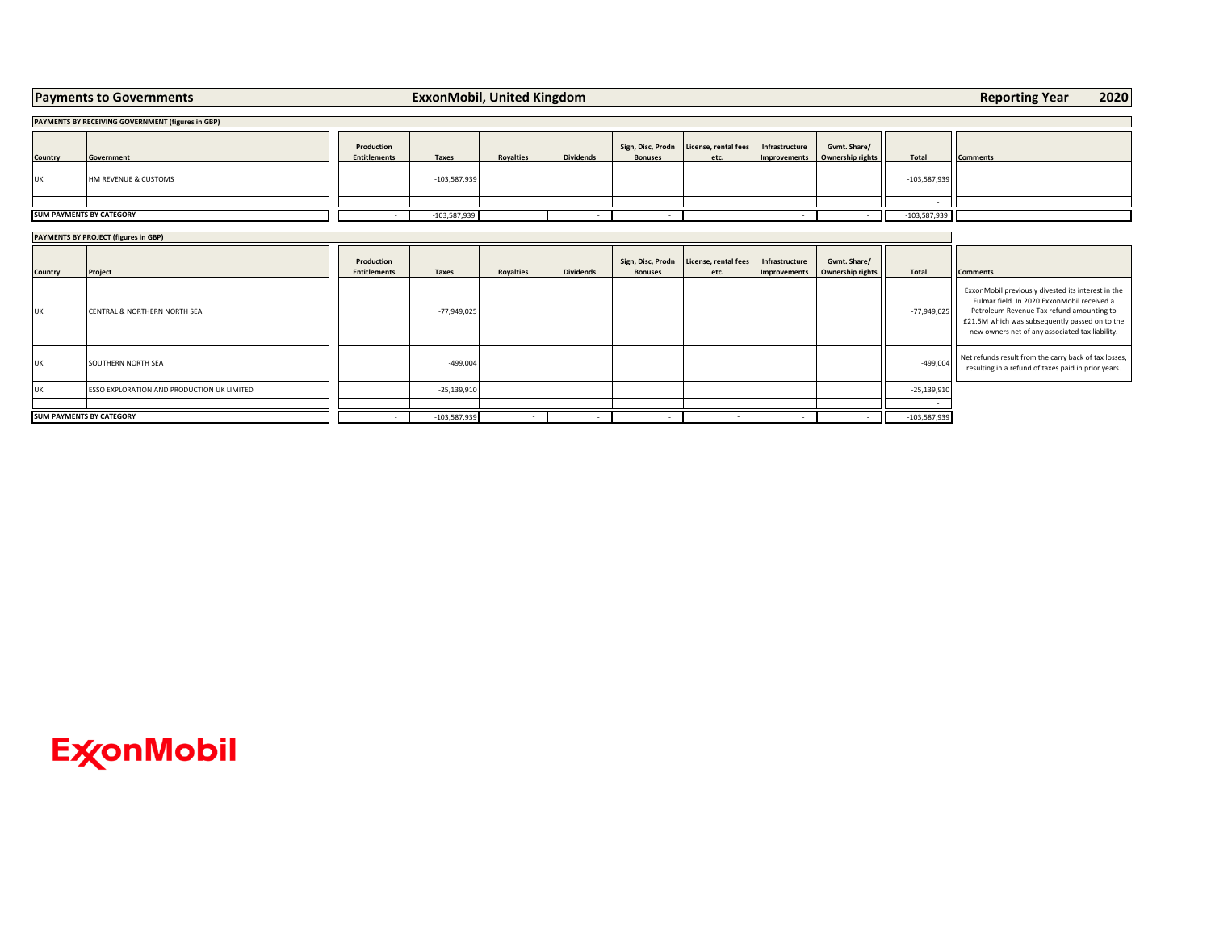# Payments to Governments

## ExxonMobil, United Kingdom

**Reporting Year 2020**

### PAYMENTS BY RECEIVING GOVERNMENT (figures in GBP)

| Country | Government | Production Entitlements | Taxes | Royalties | Dividends | Sign, Disc, Prodn Bonuses | License, rental fees etc. | Infrastructure Improvements | Gvmt. Share/ Ownership rights | Total | Comments |
|---|---|---|---|---|---|---|---|---|---|---|---|
| UK | HM REVENUE & CUSTOMS | | -103,587,939 | | | | | | | -103,587,939 | |
| | | | | | | | | | | - | |
| **SUM PAYMENTS BY CATEGORY** | | - | -103,587,939 | - | - | - | - | - | - | -103,587,939 | |

### PAYMENTS BY PROJECT (figures in GBP)

| Country | Project | Production Entitlements | Taxes | Royalties | Dividends | Sign, Disc, Prodn Bonuses | License, rental fees etc. | Infrastructure Improvements | Gvmt. Share/ Ownership rights | Total | Comments |
|---|---|---|---|---|---|---|---|---|---|---|---|
| UK | CENTRAL & NORTHERN NORTH SEA | | -77,949,025 | | | | | | | -77,949,025 | ExxonMobil previously divested its interest in the Fulmar field. In 2020 ExxonMobil received a Petroleum Revenue Tax refund amounting to £21.5M which was subsequently passed on to the new owners net of any associated tax liability. |
| UK | SOUTHERN NORTH SEA | | -499,004 | | | | | | | -499,004 | Net refunds result from the carry back of tax losses, resulting in a refund of taxes paid in prior years. |
| UK | ESSO EXPLORATION AND PRODUCTION UK LIMITED | | -25,139,910 | | | | | | | -25,139,910 | |
| | | | | | | | | | | - | |
| **SUM PAYMENTS BY CATEGORY** | | - | -103,587,939 | - | - | - | - | - | - | -103,587,939 | |

ExxonMobil